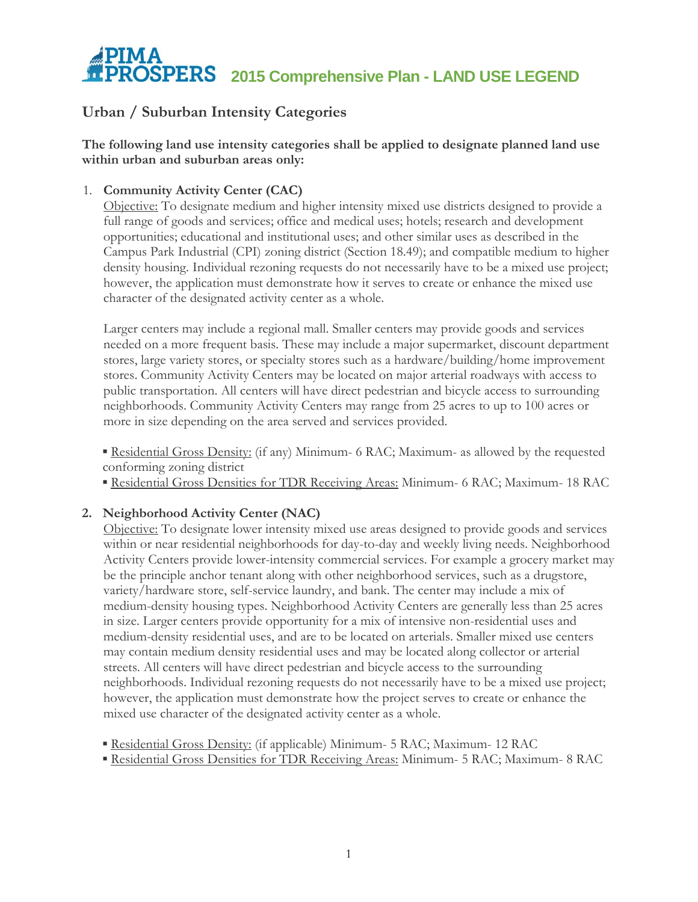# PIMA PROSPERS 2015 Comprehensive Plan - LAND USE LEGEND

## Urban / Suburban Intensity Categories

**The following land use intensity categories shall be applied to designate planned land use within urban and suburban areas only:**

1. **Community Activity Center (CAC)**

   Objective: To designate medium and higher intensity mixed use districts designed to provide a full range of goods and services; office and medical uses; hotels; research and development opportunities; educational and institutional uses; and other similar uses as described in the Campus Park Industrial (CPI) zoning district (Section 18.49); and compatible medium to higher density housing. Individual rezoning requests do not necessarily have to be a mixed use project; however, the application must demonstrate how it serves to create or enhance the mixed use character of the designated activity center as a whole.

   Larger centers may include a regional mall. Smaller centers may provide goods and services needed on a more frequent basis. These may include a major supermarket, discount department stores, large variety stores, or specialty stores such as a hardware/building/home improvement stores. Community Activity Centers may be located on major arterial roadways with access to public transportation. All centers will have direct pedestrian and bicycle access to surrounding neighborhoods. Community Activity Centers may range from 25 acres to up to 100 acres or more in size depending on the area served and services provided.

   - Residential Gross Density: (if any) Minimum- 6 RAC; Maximum- as allowed by the requested conforming zoning district
   - Residential Gross Densities for TDR Receiving Areas: Minimum- 6 RAC; Maximum- 18 RAC

2. **Neighborhood Activity Center (NAC)**

   Objective: To designate lower intensity mixed use areas designed to provide goods and services within or near residential neighborhoods for day-to-day and weekly living needs. Neighborhood Activity Centers provide lower-intensity commercial services. For example a grocery market may be the principle anchor tenant along with other neighborhood services, such as a drugstore, variety/hardware store, self-service laundry, and bank. The center may include a mix of medium-density housing types. Neighborhood Activity Centers are generally less than 25 acres in size. Larger centers provide opportunity for a mix of intensive non-residential uses and medium-density residential uses, and are to be located on arterials. Smaller mixed use centers may contain medium density residential uses and may be located along collector or arterial streets. All centers will have direct pedestrian and bicycle access to the surrounding neighborhoods. Individual rezoning requests do not necessarily have to be a mixed use project; however, the application must demonstrate how the project serves to create or enhance the mixed use character of the designated activity center as a whole.

   - Residential Gross Density: (if applicable) Minimum- 5 RAC; Maximum- 12 RAC
   - Residential Gross Densities for TDR Receiving Areas: Minimum- 5 RAC; Maximum- 8 RAC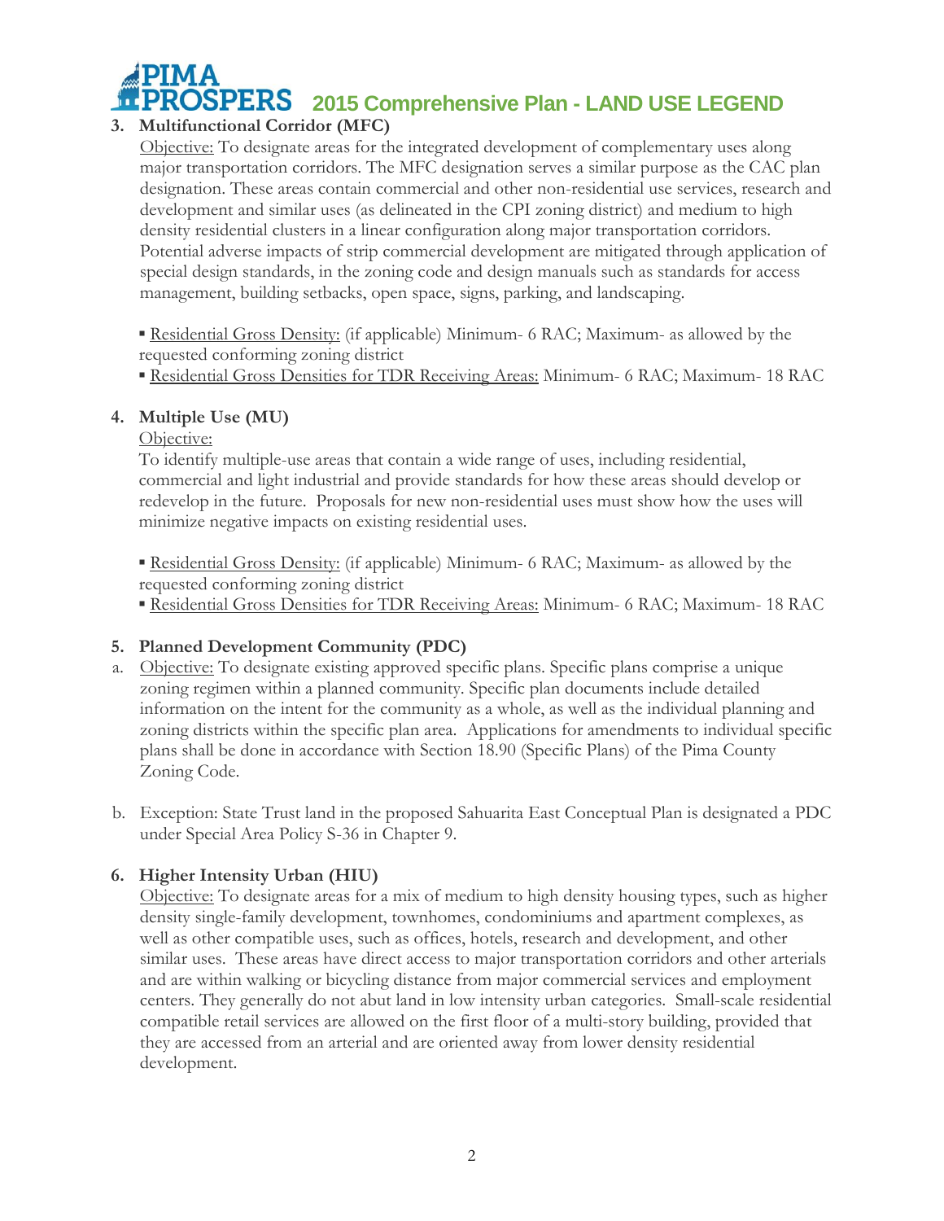**3. Multifunctional Corridor (MFC)**

Objective: To designate areas for the integrated development of complementary uses along major transportation corridors. The MFC designation serves a similar purpose as the CAC plan designation. These areas contain commercial and other non-residential use services, research and development and similar uses (as delineated in the CPI zoning district) and medium to high density residential clusters in a linear configuration along major transportation corridors. Potential adverse impacts of strip commercial development are mitigated through application of special design standards, in the zoning code and design manuals such as standards for access management, building setbacks, open space, signs, parking, and landscaping.

- Residential Gross Density: (if applicable) Minimum- 6 RAC; Maximum- as allowed by the requested conforming zoning district
- Residential Gross Densities for TDR Receiving Areas: Minimum- 6 RAC; Maximum- 18 RAC

**4. Multiple Use (MU)**

Objective:

To identify multiple-use areas that contain a wide range of uses, including residential, commercial and light industrial and provide standards for how these areas should develop or redevelop in the future. Proposals for new non-residential uses must show how the uses will minimize negative impacts on existing residential uses.

- Residential Gross Density: (if applicable) Minimum- 6 RAC; Maximum- as allowed by the requested conforming zoning district
- Residential Gross Densities for TDR Receiving Areas: Minimum- 6 RAC; Maximum- 18 RAC

**5. Planned Development Community (PDC)**

a. Objective: To designate existing approved specific plans. Specific plans comprise a unique zoning regimen within a planned community. Specific plan documents include detailed information on the intent for the community as a whole, as well as the individual planning and zoning districts within the specific plan area. Applications for amendments to individual specific plans shall be done in accordance with Section 18.90 (Specific Plans) of the Pima County Zoning Code.

b. Exception: State Trust land in the proposed Sahuarita East Conceptual Plan is designated a PDC under Special Area Policy S-36 in Chapter 9.

**6. Higher Intensity Urban (HIU)**

Objective: To designate areas for a mix of medium to high density housing types, such as higher density single-family development, townhomes, condominiums and apartment complexes, as well as other compatible uses, such as offices, hotels, research and development, and other similar uses. These areas have direct access to major transportation corridors and other arterials and are within walking or bicycling distance from major commercial services and employment centers. They generally do not abut land in low intensity urban categories. Small-scale residential compatible retail services are allowed on the first floor of a multi-story building, provided that they are accessed from an arterial and are oriented away from lower density residential development.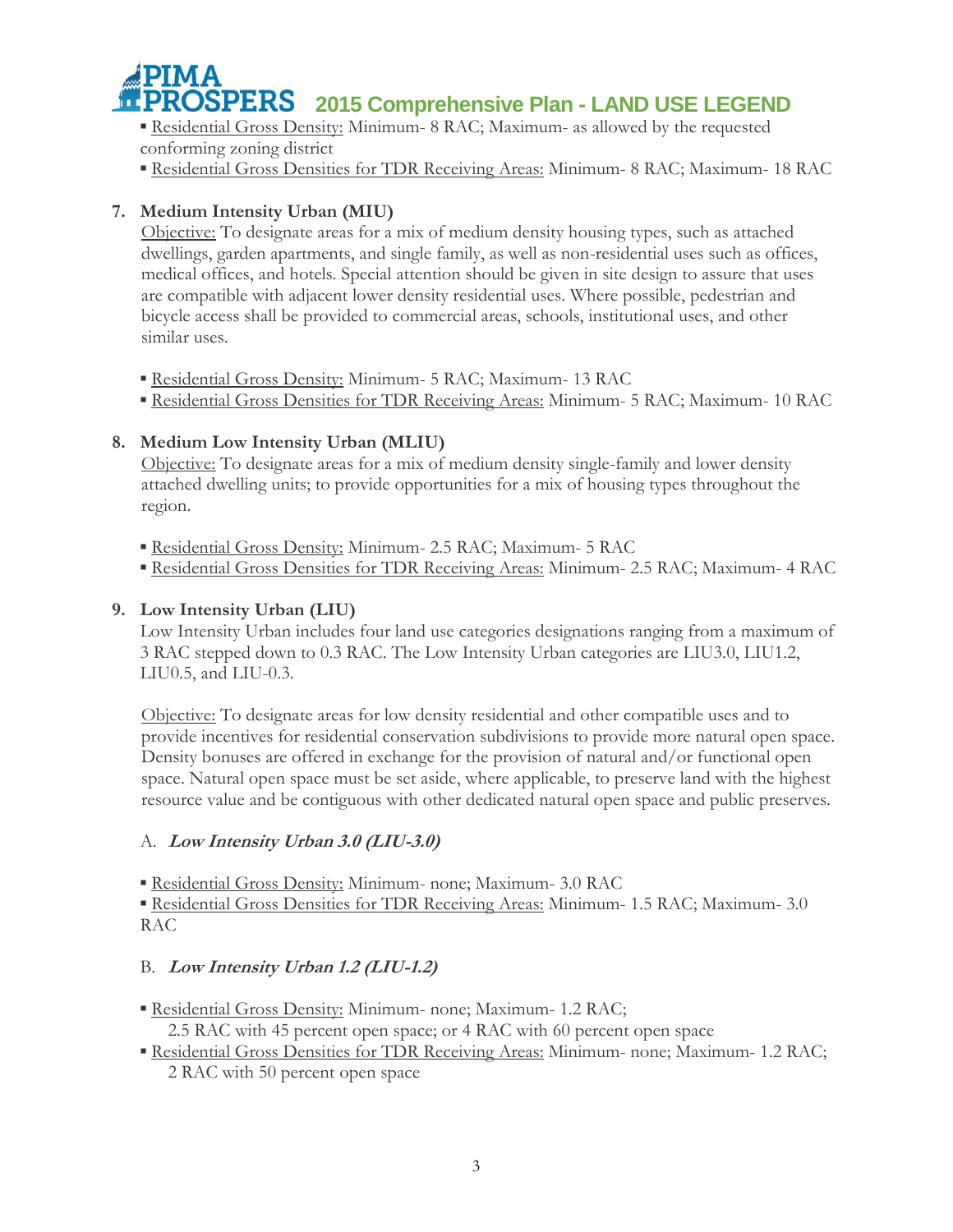- Residential Gross Density: Minimum- 8 RAC; Maximum- as allowed by the requested conforming zoning district
- Residential Gross Densities for TDR Receiving Areas: Minimum- 8 RAC; Maximum- 18 RAC

## 7. Medium Intensity Urban (MIU)

Objective: To designate areas for a mix of medium density housing types, such as attached dwellings, garden apartments, and single family, as well as non-residential uses such as offices, medical offices, and hotels. Special attention should be given in site design to assure that uses are compatible with adjacent lower density residential uses. Where possible, pedestrian and bicycle access shall be provided to commercial areas, schools, institutional uses, and other similar uses.

- Residential Gross Density: Minimum- 5 RAC; Maximum- 13 RAC
- Residential Gross Densities for TDR Receiving Areas: Minimum- 5 RAC; Maximum- 10 RAC

## 8. Medium Low Intensity Urban (MLIU)

Objective: To designate areas for a mix of medium density single-family and lower density attached dwelling units; to provide opportunities for a mix of housing types throughout the region.

- Residential Gross Density: Minimum- 2.5 RAC; Maximum- 5 RAC
- Residential Gross Densities for TDR Receiving Areas: Minimum- 2.5 RAC; Maximum- 4 RAC

## 9. Low Intensity Urban (LIU)

Low Intensity Urban includes four land use categories designations ranging from a maximum of 3 RAC stepped down to 0.3 RAC. The Low Intensity Urban categories are LIU3.0, LIU1.2, LIU0.5, and LIU-0.3.

Objective: To designate areas for low density residential and other compatible uses and to provide incentives for residential conservation subdivisions to provide more natural open space. Density bonuses are offered in exchange for the provision of natural and/or functional open space. Natural open space must be set aside, where applicable, to preserve land with the highest resource value and be contiguous with other dedicated natural open space and public preserves.

### A. *Low Intensity Urban 3.0 (LIU-3.0)*

- Residential Gross Density: Minimum- none; Maximum- 3.0 RAC
- Residential Gross Densities for TDR Receiving Areas: Minimum- 1.5 RAC; Maximum- 3.0 RAC

### B. *Low Intensity Urban 1.2 (LIU-1.2)*

- Residential Gross Density: Minimum- none; Maximum- 1.2 RAC; 2.5 RAC with 45 percent open space; or 4 RAC with 60 percent open space
- Residential Gross Densities for TDR Receiving Areas: Minimum- none; Maximum- 1.2 RAC; 2 RAC with 50 percent open space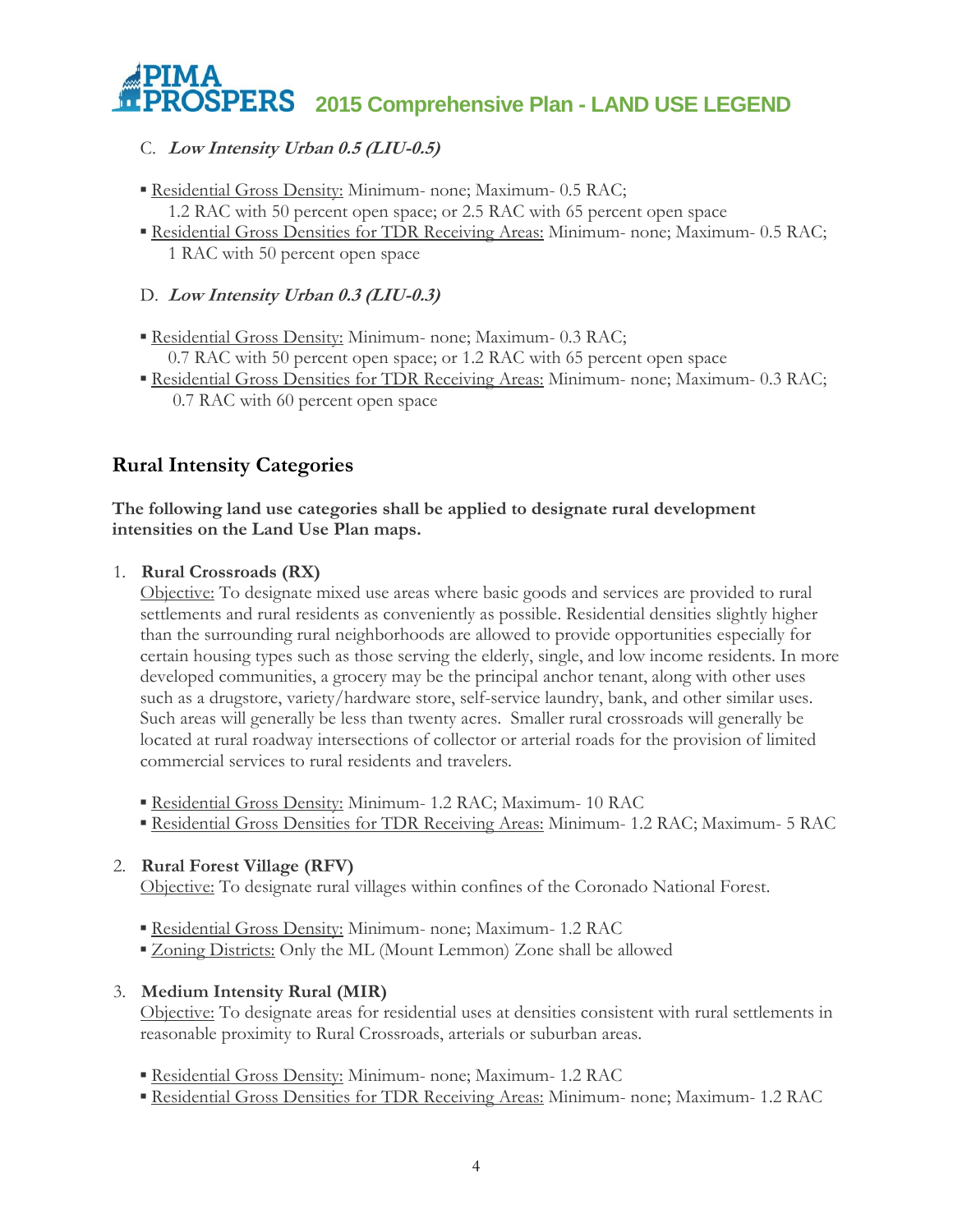C. ***Low Intensity Urban 0.5 (LIU-0.5)***

- Residential Gross Density: Minimum- none; Maximum- 0.5 RAC; 1.2 RAC with 50 percent open space; or 2.5 RAC with 65 percent open space
- Residential Gross Densities for TDR Receiving Areas: Minimum- none; Maximum- 0.5 RAC; 1 RAC with 50 percent open space

D. ***Low Intensity Urban 0.3 (LIU-0.3)***

- Residential Gross Density: Minimum- none; Maximum- 0.3 RAC; 0.7 RAC with 50 percent open space; or 1.2 RAC with 65 percent open space
- Residential Gross Densities for TDR Receiving Areas: Minimum- none; Maximum- 0.3 RAC; 0.7 RAC with 60 percent open space

## Rural Intensity Categories

**The following land use categories shall be applied to designate rural development intensities on the Land Use Plan maps.**

1. **Rural Crossroads (RX)**

   Objective: To designate mixed use areas where basic goods and services are provided to rural settlements and rural residents as conveniently as possible. Residential densities slightly higher than the surrounding rural neighborhoods are allowed to provide opportunities especially for certain housing types such as those serving the elderly, single, and low income residents. In more developed communities, a grocery may be the principal anchor tenant, along with other uses such as a drugstore, variety/hardware store, self-service laundry, bank, and other similar uses. Such areas will generally be less than twenty acres. Smaller rural crossroads will generally be located at rural roadway intersections of collector or arterial roads for the provision of limited commercial services to rural residents and travelers.

   - Residential Gross Density: Minimum- 1.2 RAC; Maximum- 10 RAC
   - Residential Gross Densities for TDR Receiving Areas: Minimum- 1.2 RAC; Maximum- 5 RAC

2. **Rural Forest Village (RFV)**

   Objective: To designate rural villages within confines of the Coronado National Forest.

   - Residential Gross Density: Minimum- none; Maximum- 1.2 RAC
   - Zoning Districts: Only the ML (Mount Lemmon) Zone shall be allowed

3. **Medium Intensity Rural (MIR)**

   Objective: To designate areas for residential uses at densities consistent with rural settlements in reasonable proximity to Rural Crossroads, arterials or suburban areas.

   - Residential Gross Density: Minimum- none; Maximum- 1.2 RAC
   - Residential Gross Densities for TDR Receiving Areas: Minimum- none; Maximum- 1.2 RAC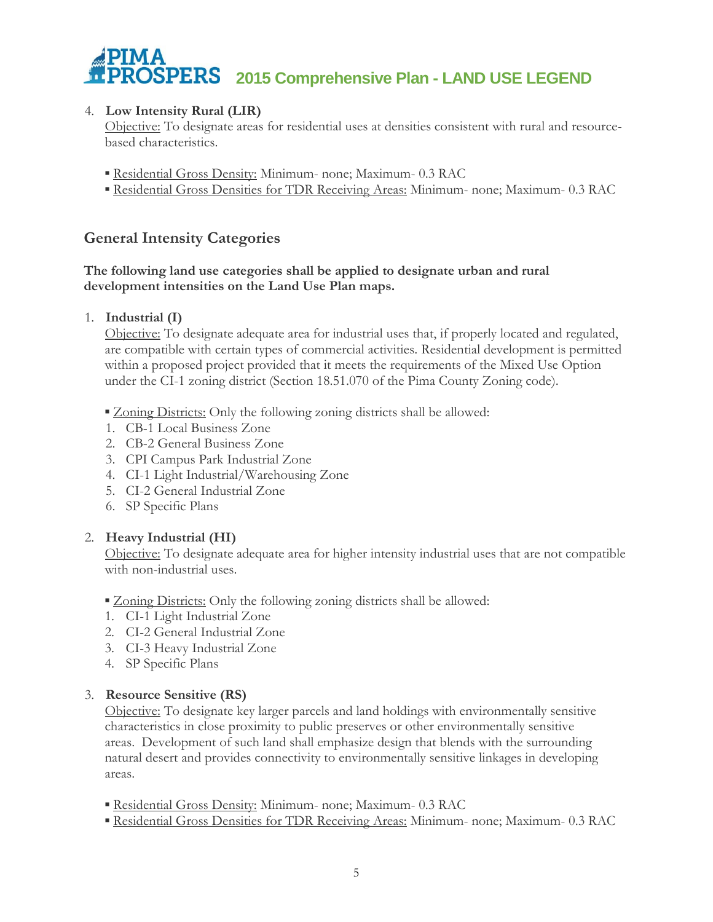4. **Low Intensity Rural (LIR)**
   Objective: To designate areas for residential uses at densities consistent with rural and resource-based characteristics.

   - Residential Gross Density: Minimum- none; Maximum- 0.3 RAC
   - Residential Gross Densities for TDR Receiving Areas: Minimum- none; Maximum- 0.3 RAC

## General Intensity Categories

**The following land use categories shall be applied to designate urban and rural development intensities on the Land Use Plan maps.**

1. **Industrial (I)**
   Objective: To designate adequate area for industrial uses that, if properly located and regulated, are compatible with certain types of commercial activities. Residential development is permitted within a proposed project provided that it meets the requirements of the Mixed Use Option under the CI-1 zoning district (Section 18.51.070 of the Pima County Zoning code).

   - Zoning Districts: Only the following zoning districts shall be allowed:
   1. CB-1 Local Business Zone
   2. CB-2 General Business Zone
   3. CPI Campus Park Industrial Zone
   4. CI-1 Light Industrial/Warehousing Zone
   5. CI-2 General Industrial Zone
   6. SP Specific Plans

2. **Heavy Industrial (HI)**
   Objective: To designate adequate area for higher intensity industrial uses that are not compatible with non-industrial uses.

   - Zoning Districts: Only the following zoning districts shall be allowed:
   1. CI-1 Light Industrial Zone
   2. CI-2 General Industrial Zone
   3. CI-3 Heavy Industrial Zone
   4. SP Specific Plans

3. **Resource Sensitive (RS)**
   Objective: To designate key larger parcels and land holdings with environmentally sensitive characteristics in close proximity to public preserves or other environmentally sensitive areas. Development of such land shall emphasize design that blends with the surrounding natural desert and provides connectivity to environmentally sensitive linkages in developing areas.

   - Residential Gross Density: Minimum- none; Maximum- 0.3 RAC
   - Residential Gross Densities for TDR Receiving Areas: Minimum- none; Maximum- 0.3 RAC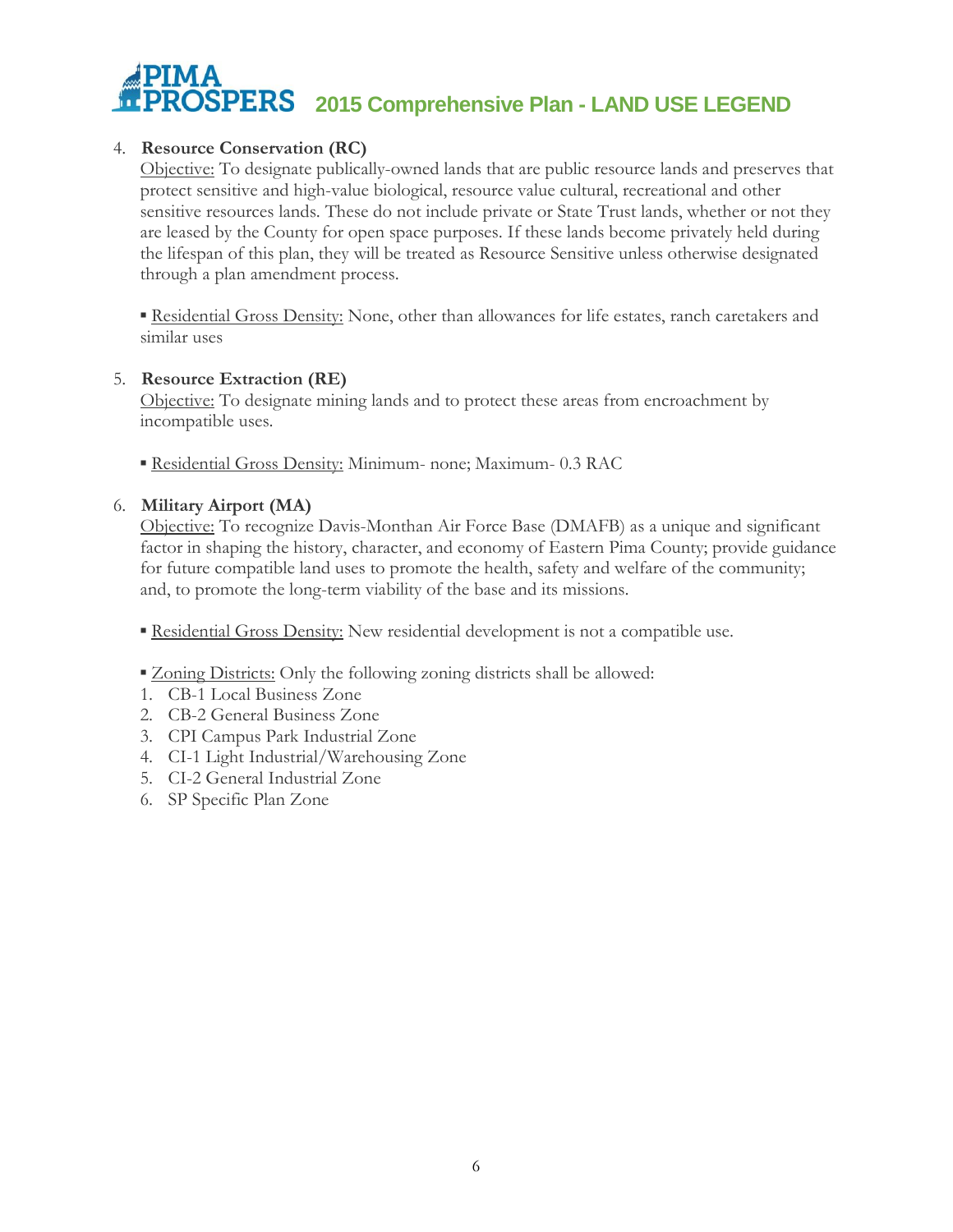4. **Resource Conservation (RC)**

   Objective: To designate publically-owned lands that are public resource lands and preserves that protect sensitive and high-value biological, resource value cultural, recreational and other sensitive resources lands. These do not include private or State Trust lands, whether or not they are leased by the County for open space purposes. If these lands become privately held during the lifespan of this plan, they will be treated as Resource Sensitive unless otherwise designated through a plan amendment process.

   ▪ Residential Gross Density: None, other than allowances for life estates, ranch caretakers and similar uses

5. **Resource Extraction (RE)**

   Objective: To designate mining lands and to protect these areas from encroachment by incompatible uses.

   ▪ Residential Gross Density: Minimum- none; Maximum- 0.3 RAC

6. **Military Airport (MA)**

   Objective: To recognize Davis-Monthan Air Force Base (DMAFB) as a unique and significant factor in shaping the history, character, and economy of Eastern Pima County; provide guidance for future compatible land uses to promote the health, safety and welfare of the community; and, to promote the long-term viability of the base and its missions.

   ▪ Residential Gross Density: New residential development is not a compatible use.

   ▪ Zoning Districts: Only the following zoning districts shall be allowed:

   1. CB-1 Local Business Zone
   2. CB-2 General Business Zone
   3. CPI Campus Park Industrial Zone
   4. CI-1 Light Industrial/Warehousing Zone
   5. CI-2 General Industrial Zone
   6. SP Specific Plan Zone